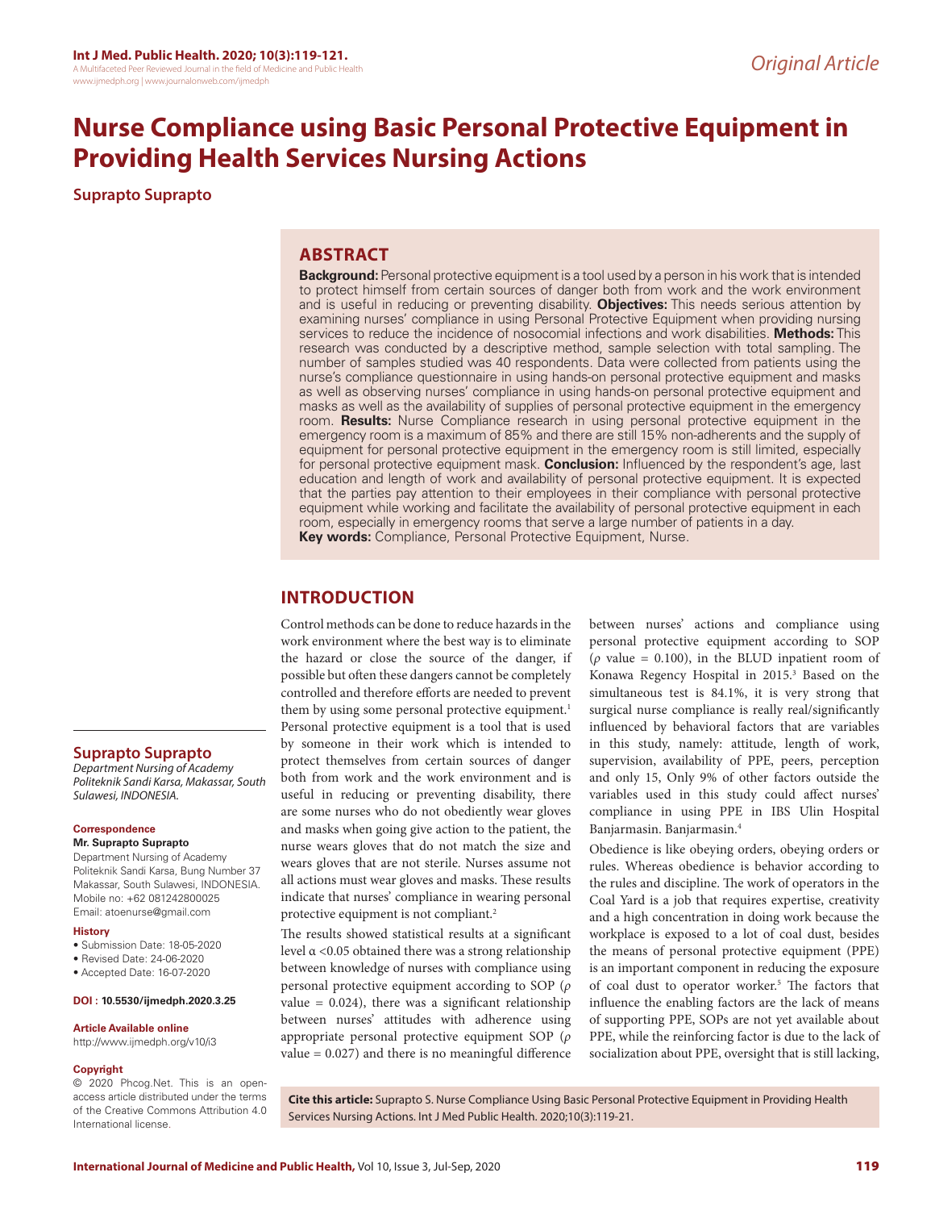Original Article

# Nurse Compliance using Basic Personal Protective Equipment in Providing Health Services Nursing Actions

**Suprapto Suprapto**

## ABSTRACT

**Background:** Personal protective equipment is a tool used by a person in his work that is intended to protect himself from certain sources of danger both from work and the work environment and is useful in reducing or preventing disability. **Objectives:** This needs serious attention by examining nurses' compliance in using Personal Protective Equipment when providing nursing services to reduce the incidence of nosocomial infections and work disabilities. **Methods:** This research was conducted by a descriptive method, sample selection with total sampling. The number of samples studied was 40 respondents. Data were collected from patients using the nurse's compliance questionnaire in using hands-on personal protective equipment and masks as well as observing nurses' compliance in using hands-on personal protective equipment and masks as well as the availability of supplies of personal protective equipment in the emergency room. **Results:** Nurse Compliance research in using personal protective equipment in the emergency room is a maximum of 85% and there are still 15% non-adherents and the supply of equipment for personal protective equipment in the emergency room is still limited, especially for personal protective equipment mask. **Conclusion:** Influenced by the respondent's age, last education and length of work and availability of personal protective equipment. It is expected that the parties pay attention to their employees in their compliance with personal protective equipment while working and facilitate the availability of personal protective equipment in each room, especially in emergency rooms that serve a large number of patients in a day.

**Key words:** Compliance, Personal Protective Equipment, Nurse.

## INTRODUCTION

Control methods can be done to reduce hazards in the work environment where the best way is to eliminate the hazard or close the source of the danger, if possible but often these dangers cannot be completely controlled and therefore efforts are needed to prevent them by using some personal protective equipment.[1] Personal protective equipment is a tool that is used by someone in their work which is intended to protect themselves from certain sources of danger both from work and the work environment and is useful in reducing or preventing disability, there are some nurses who do not obediently wear gloves and masks when going give action to the patient, the nurse wears gloves that do not match the size and wears gloves that are not sterile. Nurses assume not all actions must wear gloves and masks. These results indicate that nurses' compliance in wearing personal protective equipment is not compliant.[2]

The results showed statistical results at a significant level $\alpha < 0.05$ obtained there was a strong relationship between knowledge of nurses with compliance using personal protective equipment according to SOP ($\rho$ value = 0.024), there was a significant relationship between nurses' attitudes with adherence using appropriate personal protective equipment SOP ($\rho$ value = 0.027) and there is no meaningful difference between nurses' actions and compliance using personal protective equipment according to SOP ($\rho$ value = 0.100), in the BLUD inpatient room of Konawa Regency Hospital in 2015.[3] Based on the simultaneous test is 84.1%, it is very strong that surgical nurse compliance is really real/significantly influenced by behavioral factors that are variables in this study, namely: attitude, length of work, supervision, availability of PPE, peers, perception and only 15, Only 9% of other factors outside the variables used in this study could affect nurses' compliance in using PPE in IBS Ulin Hospital Banjarmasin. Banjarmasin.[4]

Obedience is like obeying orders, obeying orders or rules. Whereas obedience is behavior according to the rules and discipline. The work of operators in the Coal Yard is a job that requires expertise, creativity and a high concentration in doing work because the workplace is exposed to a lot of coal dust, besides the means of personal protective equipment (PPE) is an important component in reducing the exposure of coal dust to operator worker.[5] The factors that influence the enabling factors are the lack of means of supporting PPE, SOPs are not yet available about PPE, while the reinforcing factor is due to the lack of socialization about PPE, oversight that is still lacking,

**Suprapto Suprapto**
*Department Nursing of Academy Politeknik Sandi Karsa, Makassar, South Sulawesi, INDONESIA.*

**Correspondence**

**Mr. Suprapto Suprapto**

Department Nursing of Academy Politeknik Sandi Karsa, Bung Number 37 Makassar, South Sulawesi, INDONESIA.

Mobile no: +62 081242800025

Email: atoenurse@gmail.com

**History**

- Submission Date: 18-05-2020
- Revised Date: 24-06-2020
- Accepted Date: 16-07-2020

**DOI : 10.5530/ijmedph.2020.3.25**

**Article Available online**

http://www.ijmedph.org/v10/i3

**Copyright**

© 2020 Phcog.Net. This is an open-access article distributed under the terms of the Creative Commons Attribution 4.0 International license.

**Cite this article:** Suprapto S. Nurse Compliance Using Basic Personal Protective Equipment in Providing Health Services Nursing Actions. Int J Med Public Health. 2020;10(3):119-21.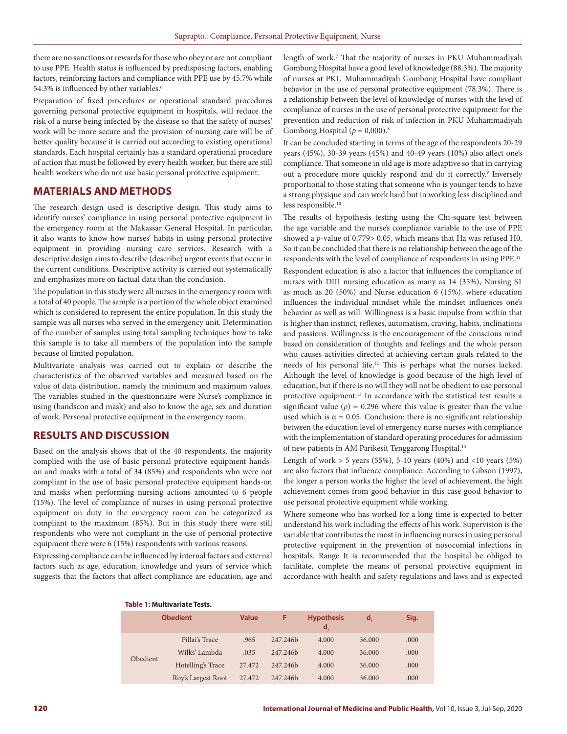there are no sanctions or rewards for those who obey or are not compliant to use PPE. Health status is influenced by predisposing factors, enabling factors, reinforcing factors and compliance with PPE use by 45.7% while 54.3% is influenced by other variables.[6]

Preparation of fixed procedures or operational standard procedures governing personal protective equipment in hospitals, will reduce the risk of a nurse being infected by the disease so that the safety of nurses' work will be more secure and the provision of nursing care will be of better quality because it is carried out according to existing operational standards. Each hospital certainly has a standard operational procedure of action that must be followed by every health worker, but there are still health workers who do not use basic personal protective equipment.

## MATERIALS AND METHODS

The research design used is descriptive design. This study aims to identify nurses' compliance in using personal protective equipment in the emergency room at the Makassar General Hospital. In particular, it also wants to know how nurses' habits in using personal protective equipment in providing nursing care services. Research with a descriptive design aims to describe (describe) urgent events that occur in the current conditions. Descriptive activity is carried out systematically and emphasizes more on factual data than the conclusion.

The population in this study were all nurses in the emergency room with a total of 40 people. The sample is a portion of the whole object examined which is considered to represent the entire population. In this study the sample was all nurses who served in the emergency unit. Determination of the number of samples using total sampling techniques how to take this sample is to take all members of the population into the sample because of limited population.

Multivariate analysis was carried out to explain or describe the characteristics of the observed variables and measured based on the value of data distribution, namely the minimum and maximum values. The variables studied in the questionnaire were Nurse's compliance in using (handscon and mask) and also to know the age, sex and duration of work. Personal protective equipment in the emergency room.

## RESULTS AND DISCUSSION

Based on the analysis shows that of the 40 respondents, the majority complied with the use of basic personal protective equipment hands-on and masks with a total of 34 (85%) and respondents who were not compliant in the use of basic personal protective equipment hands-on and masks when performing nursing actions amounted to 6 people (15%). The level of compliance of nurses in using personal protective equipment on duty in the emergency room can be categorized as compliant to the maximum (85%). But in this study there were still respondents who were not compliant in the use of personal protective equipment there were 6 (15%) respondents with various reasons.

Expressing compliance can be influenced by internal factors and external factors such as age, education, knowledge and years of service which suggests that the factors that affect compliance are education, age and length of work.[7] That the majority of nurses in PKU Muhammadiyah Gombong Hospital have a good level of knowledge (88.3%). The majority of nurses at PKU Muhammadiyah Gombong Hospital have compliant behavior in the use of personal protective equipment (78.3%). There is a relationship between the level of knowledge of nurses with the level of compliance of nurses in the use of personal protective equipment for the prevention and reduction of risk of infection in PKU Muhammadiyah Gombong Hospital ($p$ = 0,000).[8]

It can be concluded starting in terms of the age of the respondents 20-29 years (45%), 30-39 years (45%) and 40-49 years (10%) also affect one's compliance. That someone in old age is more adaptive so that in carrying out a procedure more quickly respond and do it correctly.[9] Inversely proportional to those stating that someone who is younger tends to have a strong physique and can work hard but in working less disciplined and less responsible.[10]

The results of hypothesis testing using the Chi-square test between the age variable and the nurse's compliance variable to the use of PPE showed a $p$-value of 0.779> 0.05, which means that Ha was refused H0. So it can be concluded that there is no relationship between the age of the respondents with the level of compliance of respondents in using PPE.[11]

Respondent education is also a factor that influences the compliance of nurses with DIII nursing education as many as 14 (35%), Nursing S1 as much as 20 (50%) and Nurse education 6 (15%), where education influences the individual mindset while the mindset influences one's behavior as well as will. Willingness is a basic impulse from within that is higher than instinct, reflexes, automatism, craving, habits, inclinations and passions. Willingness is the encouragement of the conscious mind based on consideration of thoughts and feelings and the whole person who causes activities directed at achieving certain goals related to the needs of his personal life.[12] This is perhaps what the nurses lacked. Although the level of knowledge is good because of the high level of education, but if there is no will they will not be obedient to use personal protective equipment.[13] In accordance with the statistical test results a significant value ($\rho$) = 0.296 where this value is greater than the value used which is $\alpha$ = 0.05. Conclusion: there is no significant relationship between the education level of emergency nurse nurses with compliance with the implementation of standard operating procedures for admission of new patients in AM Parikesit Tenggarong Hospital.[14]

Length of work > 5 years (55%), 5-10 years (40%) and <10 years (5%) are also factors that influence compliance. According to Gibson (1997), the longer a person works the higher the level of achievement, the high achievement comes from good behavior in this case good behavior to use personal protective equipment while working.

Where someone who has worked for a long time is expected to better understand his work including the effects of his work. Supervision is the variable that contributes the most in influencing nurses in using personal protective equipment in the prevention of nosocomial infections in hospitals. Range It is recommended that the hospital be obliged to facilitate, complete the means of personal protective equipment in accordance with health and safety regulations and laws and is expected

**Table 1: Multivariate Tests.**

| Obedient | | Value | F | Hypothesis $d_f$ | $d_f$ | Sig. |
|---|---|---|---|---|---|---|
| Obedient | Pillai's Trace | .965 | 247.246b | 4.000 | 36.000 | .000 |
| | Wilks' Lambda | .035 | 247.246b | 4.000 | 36.000 | .000 |
| | Hotelling's Trace | 27.472 | 247.246b | 4.000 | 36.000 | .000 |
| | Roy's Largest Root | 27.472 | 247.246b | 4.000 | 36.000 | .000 |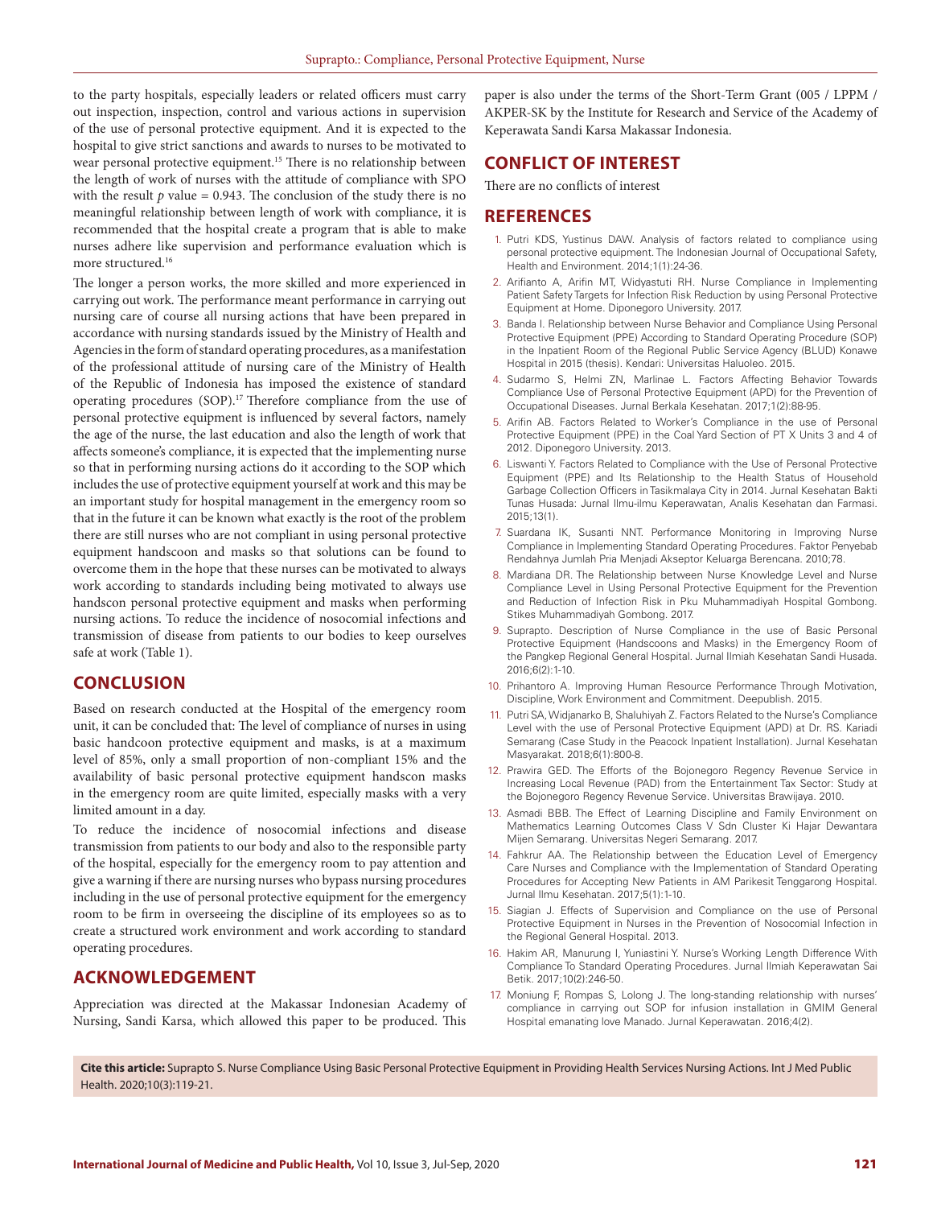to the party hospitals, especially leaders or related officers must carry out inspection, inspection, control and various actions in supervision of the use of personal protective equipment. And it is expected to the hospital to give strict sanctions and awards to nurses to be motivated to wear personal protective equipment.[15] There is no relationship between the length of work of nurses with the attitude of compliance with SPO with the result *p* value = 0.943. The conclusion of the study there is no meaningful relationship between length of work with compliance, it is recommended that the hospital create a program that is able to make nurses adhere like supervision and performance evaluation which is more structured.[16]

The longer a person works, the more skilled and more experienced in carrying out work. The performance meant performance in carrying out nursing care of course all nursing actions that have been prepared in accordance with nursing standards issued by the Ministry of Health and Agencies in the form of standard operating procedures, as a manifestation of the professional attitude of nursing care of the Ministry of Health of the Republic of Indonesia has imposed the existence of standard operating procedures (SOP).[17] Therefore compliance from the use of personal protective equipment is influenced by several factors, namely the age of the nurse, the last education and also the length of work that affects someone's compliance, it is expected that the implementing nurse so that in performing nursing actions do it according to the SOP which includes the use of protective equipment yourself at work and this may be an important study for hospital management in the emergency room so that in the future it can be known what exactly is the root of the problem there are still nurses who are not compliant in using personal protective equipment handscoon and masks so that solutions can be found to overcome them in the hope that these nurses can be motivated to always work according to standards including being motivated to always use handscon personal protective equipment and masks when performing nursing actions. To reduce the incidence of nosocomial infections and transmission of disease from patients to our bodies to keep ourselves safe at work (Table 1).

## CONCLUSION

Based on research conducted at the Hospital of the emergency room unit, it can be concluded that: The level of compliance of nurses in using basic handcoon protective equipment and masks, is at a maximum level of 85%, only a small proportion of non-compliant 15% and the availability of basic personal protective equipment handscon masks in the emergency room are quite limited, especially masks with a very limited amount in a day.

To reduce the incidence of nosocomial infections and disease transmission from patients to our body and also to the responsible party of the hospital, especially for the emergency room to pay attention and give a warning if there are nursing nurses who bypass nursing procedures including in the use of personal protective equipment for the emergency room to be firm in overseeing the discipline of its employees so as to create a structured work environment and work according to standard operating procedures.

## ACKNOWLEDGEMENT

Appreciation was directed at the Makassar Indonesian Academy of Nursing, Sandi Karsa, which allowed this paper to be produced. This paper is also under the terms of the Short-Term Grant (005 / LPPM / AKPER-SK by the Institute for Research and Service of the Academy of Keperawata Sandi Karsa Makassar Indonesia.

## CONFLICT OF INTEREST

There are no conflicts of interest

## REFERENCES

1. Putri KDS, Yustinus DAW. Analysis of factors related to compliance using personal protective equipment. The Indonesian Journal of Occupational Safety, Health and Environment. 2014;1(1):24-36.
2. Arifianto A, Arifin MT, Widyastuti RH. Nurse Compliance in Implementing Patient Safety Targets for Infection Risk Reduction by using Personal Protective Equipment at Home. Diponegoro University. 2017.
3. Banda I. Relationship between Nurse Behavior and Compliance Using Personal Protective Equipment (PPE) According to Standard Operating Procedure (SOP) in the Inpatient Room of the Regional Public Service Agency (BLUD) Konawe Hospital in 2015 (thesis). Kendari: Universitas Haluoleo. 2015.
4. Sudarmo S, Helmi ZN, Marlinae L. Factors Affecting Behavior Towards Compliance Use of Personal Protective Equipment (APD) for the Prevention of Occupational Diseases. Jurnal Berkala Kesehatan. 2017;1(2):88-95.
5. Arifin AB. Factors Related to Worker's Compliance in the use of Personal Protective Equipment (PPE) in the Coal Yard Section of PT X Units 3 and 4 of 2012. Diponegoro University. 2013.
6. Liswanti Y. Factors Related to Compliance with the Use of Personal Protective Equipment (PPE) and Its Relationship to the Health Status of Household Garbage Collection Officers in Tasikmalaya City in 2014. Jurnal Kesehatan Bakti Tunas Husada: Jurnal Ilmu-ilmu Keperawatan, Analis Kesehatan dan Farmasi. 2015;13(1).
7. Suardana IK, Susanti NNT. Performance Monitoring in Improving Nurse Compliance in Implementing Standard Operating Procedures. Faktor Penyebab Rendahnya Jumlah Pria Menjadi Akseptor Keluarga Berencana. 2010;78.
8. Mardiana DR. The Relationship between Nurse Knowledge Level and Nurse Compliance Level in Using Personal Protective Equipment for the Prevention and Reduction of Infection Risk in Pku Muhammadiyah Hospital Gombong. Stikes Muhammadiyah Gombong. 2017.
9. Suprapto. Description of Nurse Compliance in the use of Basic Personal Protective Equipment (Handscoons and Masks) in the Emergency Room of the Pangkep Regional General Hospital. Jurnal Ilmiah Kesehatan Sandi Husada. 2016;6(2):1-10.
10. Prihantoro A. Improving Human Resource Performance Through Motivation, Discipline, Work Environment and Commitment. Deepublish. 2015.
11. Putri SA, Widjanarko B, Shaluhiyah Z. Factors Related to the Nurse's Compliance Level with the use of Personal Protective Equipment (APD) at Dr. RS. Kariadi Semarang (Case Study in the Peacock Inpatient Installation). Jurnal Kesehatan Masyarakat. 2018;6(1):800-8.
12. Prawira GED. The Efforts of the Bojonegoro Regency Revenue Service in Increasing Local Revenue (PAD) from the Entertainment Tax Sector: Study at the Bojonegoro Regency Revenue Service. Universitas Brawijaya. 2010.
13. Asmadi BBB. The Effect of Learning Discipline and Family Environment on Mathematics Learning Outcomes Class V Sdn Cluster Ki Hajar Dewantara Mijen Semarang. Universitas Negeri Semarang. 2017.
14. Fahkrur AA. The Relationship between the Education Level of Emergency Care Nurses and Compliance with the Implementation of Standard Operating Procedures for Accepting New Patients in AM Parikesit Tenggarong Hospital. Jurnal Ilmu Kesehatan. 2017;5(1):1-10.
15. Siagian J. Effects of Supervision and Compliance on the use of Personal Protective Equipment in Nurses in the Prevention of Nosocomial Infection in the Regional General Hospital. 2013.
16. Hakim AR, Manurung I, Yuniastini Y. Nurse's Working Length Difference With Compliance To Standard Operating Procedures. Jurnal Ilmiah Keperawatan Sai Betik. 2017;10(2):246-50.
17. Moniung F, Rompas S, Lolong J. The long-standing relationship with nurses' compliance in carrying out SOP for infusion installation in GMIM General Hospital emanating love Manado. Jurnal Keperawatan. 2016;4(2).

**Cite this article:** Suprapto S. Nurse Compliance Using Basic Personal Protective Equipment in Providing Health Services Nursing Actions. Int J Med Public Health. 2020;10(3):119-21.